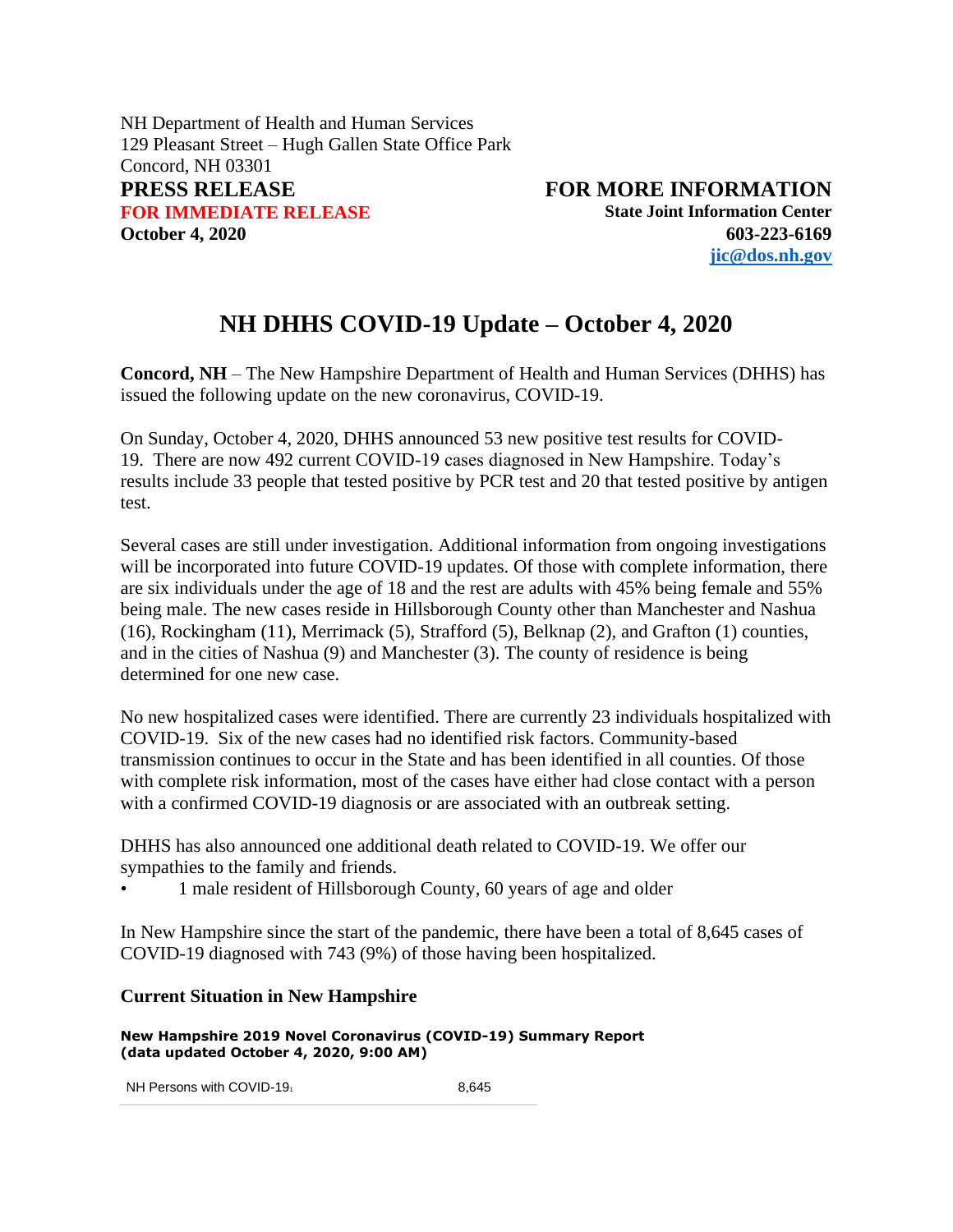NH Department of Health and Human Services
129 Pleasant Street – Hugh Gallen State Office Park
Concord, NH 03301

**PRESS RELEASE**
**FOR IMMEDIATE RELEASE**
**October 4, 2020**

**FOR MORE INFORMATION**
**State Joint Information Center**
**603-223-6169**
**jic@dos.nh.gov**

# NH DHHS COVID-19 Update – October 4, 2020

**Concord, NH** – The New Hampshire Department of Health and Human Services (DHHS) has issued the following update on the new coronavirus, COVID-19.

On Sunday, October 4, 2020, DHHS announced 53 new positive test results for COVID-19. There are now 492 current COVID-19 cases diagnosed in New Hampshire. Today's results include 33 people that tested positive by PCR test and 20 that tested positive by antigen test.

Several cases are still under investigation. Additional information from ongoing investigations will be incorporated into future COVID-19 updates. Of those with complete information, there are six individuals under the age of 18 and the rest are adults with 45% being female and 55% being male. The new cases reside in Hillsborough County other than Manchester and Nashua (16), Rockingham (11), Merrimack (5), Strafford (5), Belknap (2), and Grafton (1) counties, and in the cities of Nashua (9) and Manchester (3). The county of residence is being determined for one new case.

No new hospitalized cases were identified. There are currently 23 individuals hospitalized with COVID-19. Six of the new cases had no identified risk factors. Community-based transmission continues to occur in the State and has been identified in all counties. Of those with complete risk information, most of the cases have either had close contact with a person with a confirmed COVID-19 diagnosis or are associated with an outbreak setting.

DHHS has also announced one additional death related to COVID-19. We offer our sympathies to the family and friends.

- 1 male resident of Hillsborough County, 60 years of age and older

In New Hampshire since the start of the pandemic, there have been a total of 8,645 cases of COVID-19 diagnosed with 743 (9%) of those having been hospitalized.

### Current Situation in New Hampshire

**New Hampshire 2019 Novel Coronavirus (COVID-19) Summary Report**
**(data updated October 4, 2020, 9:00 AM)**

| | |
|---|---|
| NH Persons with COVID-19[1] | 8,645 |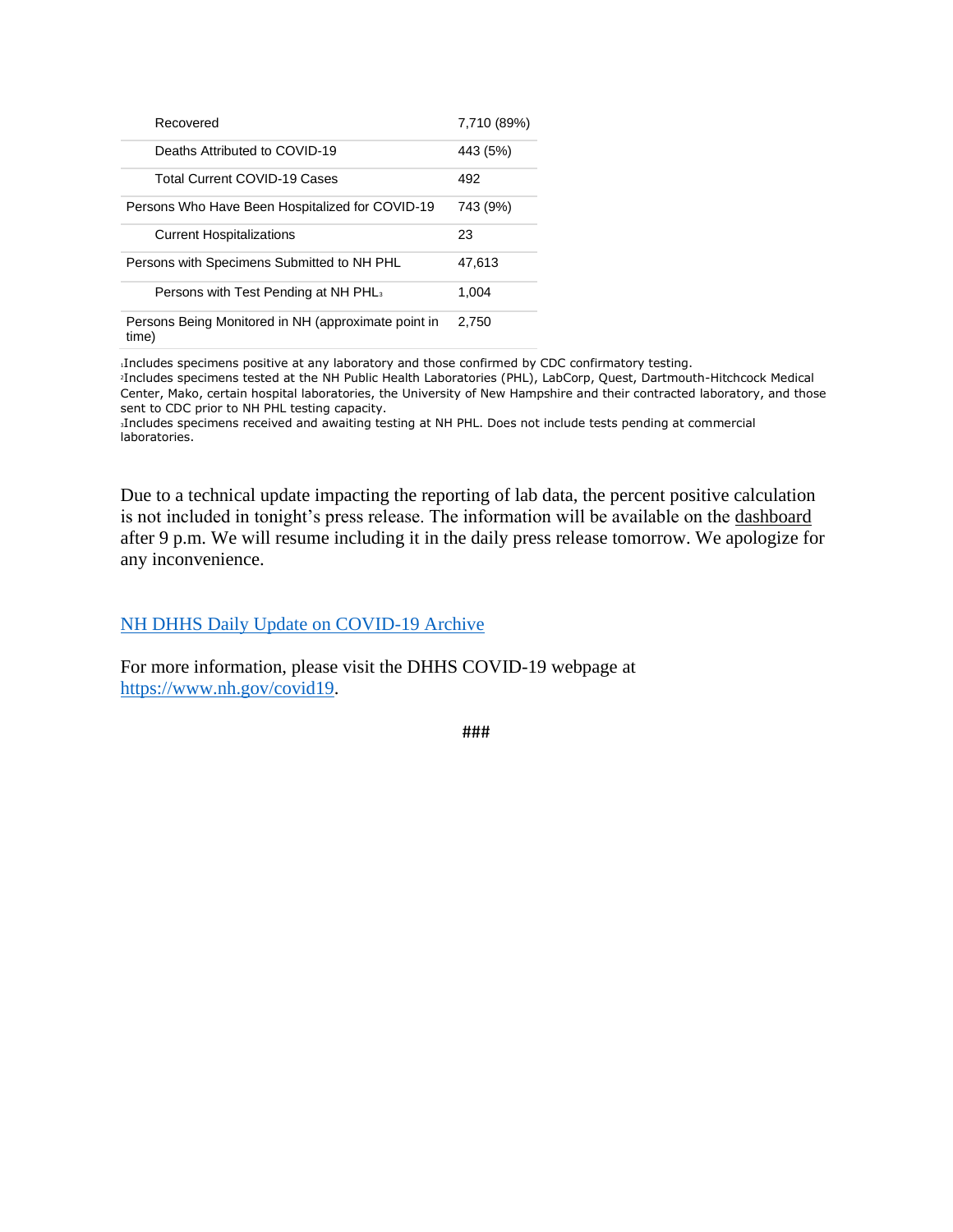| | |
|---|---|
| Recovered | 7,710 (89%) |
| Deaths Attributed to COVID-19 | 443 (5%) |
| Total Current COVID-19 Cases | 492 |
| Persons Who Have Been Hospitalized for COVID-19 | 743 (9%) |
| Current Hospitalizations | 23 |
| Persons with Specimens Submitted to NH PHL | 47,613 |
| Persons with Test Pending at NH PHL[3] | 1,004 |
| Persons Being Monitored in NH (approximate point in time) | 2,750 |

[1]Includes specimens positive at any laboratory and those confirmed by CDC confirmatory testing.
[2]Includes specimens tested at the NH Public Health Laboratories (PHL), LabCorp, Quest, Dartmouth-Hitchcock Medical Center, Mako, certain hospital laboratories, the University of New Hampshire and their contracted laboratory, and those sent to CDC prior to NH PHL testing capacity.
[3]Includes specimens received and awaiting testing at NH PHL. Does not include tests pending at commercial laboratories.

Due to a technical update impacting the reporting of lab data, the percent positive calculation is not included in tonight's press release. The information will be available on the dashboard after 9 p.m. We will resume including it in the daily press release tomorrow. We apologize for any inconvenience.

NH DHHS Daily Update on COVID-19 Archive

For more information, please visit the DHHS COVID-19 webpage at https://www.nh.gov/covid19.

###